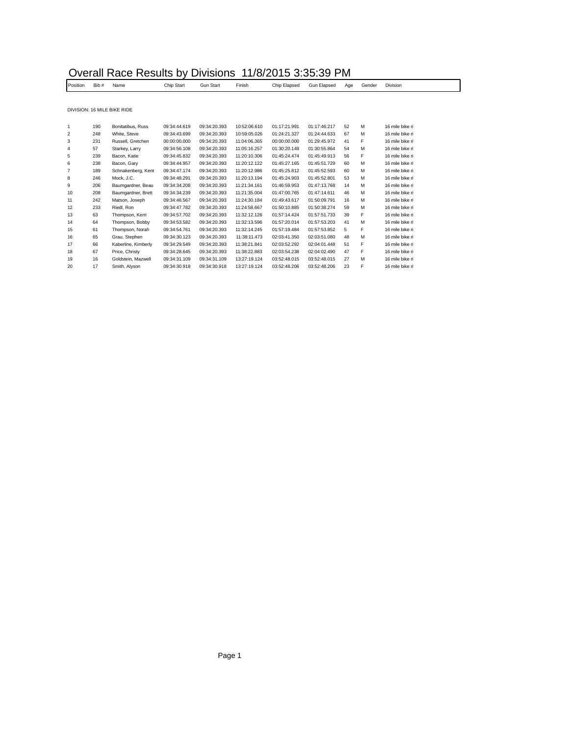# Overall Race Results by Divisions 11/8/2015 3:35:39 PM

DIVISION: 16 MILE BIKE RIDE

| Position | Bib # | Name | Chip Start | Gun Start | Finish | Chip Elapsed | Gun Elapsed | Age | Gender | Division |
|---|---|---|---|---|---|---|---|---|---|---|
| 1 | 190 | Bonitatibus, Russ | 09:34:44.619 | 09:34:20.393 | 10:52:06.610 | 01:17:21.991 | 01:17:46.217 | 52 | M | 16 mile bike ri |
| 2 | 248 | White, Steve | 09:34:43.699 | 09:34:20.393 | 10:59:05.026 | 01:24:21.327 | 01:24:44.633 | 67 | M | 16 mile bike ri |
| 3 | 231 | Russell, Gretchen | 00:00:00.000 | 09:34:20.393 | 11:04:06.365 | 00:00:00.000 | 01:29:45.972 | 41 | F | 16 mile bike ri |
| 4 | 57 | Starkey, Larry | 09:34:56.108 | 09:34:20.393 | 11:05:16.257 | 01:30:20.149 | 01:30:55.864 | 54 | M | 16 mile bike ri |
| 5 | 239 | Bacon, Katie | 09:34:45.832 | 09:34:20.393 | 11:20:10.306 | 01:45:24.474 | 01:45:49.913 | 56 | F | 16 mile bike ri |
| 6 | 238 | Bacon, Gary | 09:34:44.957 | 09:34:20.393 | 11:20:12.122 | 01:45:27.165 | 01:45:51.729 | 60 | M | 16 mile bike ri |
| 7 | 189 | Schnakenberg, Kent | 09:34:47.174 | 09:34:20.393 | 11:20:12.986 | 01:45:25.812 | 01:45:52.593 | 60 | M | 16 mile bike ri |
| 8 | 246 | Mock, J.C. | 09:34:48.291 | 09:34:20.393 | 11:20:13.194 | 01:45:24.903 | 01:45:52.801 | 53 | M | 16 mile bike ri |
| 9 | 206 | Baumgardner, Beau | 09:34:34.208 | 09:34:20.393 | 11:21:34.161 | 01:46:59.953 | 01:47:13.768 | 14 | M | 16 mile bike ri |
| 10 | 208 | Baumgardner, Brett | 09:34:34.239 | 09:34:20.393 | 11:21:35.004 | 01:47:00.765 | 01:47:14.611 | 46 | M | 16 mile bike ri |
| 11 | 242 | Matson, Joseph | 09:34:46.567 | 09:34:20.393 | 11:24:30.184 | 01:49:43.617 | 01:50:09.791 | 16 | M | 16 mile bike ri |
| 12 | 233 | Riedl, Ron | 09:34:47.782 | 09:34:20.393 | 11:24:58.667 | 01:50:10.885 | 01:50:38.274 | 59 | M | 16 mile bike ri |
| 13 | 63 | Thompson, Kerri | 09:34:57.702 | 09:34:20.393 | 11:32:12.126 | 01:57:14.424 | 01:57:51.733 | 39 | F | 16 mile bike ri |
| 14 | 64 | Thompson, Bobby | 09:34:53.582 | 09:34:20.393 | 11:32:13.596 | 01:57:20.014 | 01:57:53.203 | 41 | M | 16 mile bike ri |
| 15 | 61 | Thompson, Norah | 09:34:54.761 | 09:34:20.393 | 11:32:14.245 | 01:57:19.484 | 01:57:53.852 | 5 | F | 16 mile bike ri |
| 16 | 65 | Grau, Stephen | 09:34:30.123 | 09:34:20.393 | 11:38:11.473 | 02:03:41.350 | 02:03:51.080 | 48 | M | 16 mile bike ri |
| 17 | 66 | Kaberline, Kimberly | 09:34:29.549 | 09:34:20.393 | 11:38:21.841 | 02:03:52.292 | 02:04:01.448 | 51 | F | 16 mile bike ri |
| 18 | 67 | Price, Christy | 09:34:28.645 | 09:34:20.393 | 11:38:22.883 | 02:03:54.238 | 02:04:02.490 | 47 | F | 16 mile bike ri |
| 19 | 16 | Goldstein, Mazwell | 09:34:31.109 | 09:34:31.109 | 13:27:19.124 | 03:52:48.015 | 03:52:48.015 | 27 | M | 16 mile bike ri |
| 20 | 17 | Smith, Alyson | 09:34:30.918 | 09:34:30.918 | 13:27:19.124 | 03:52:48.206 | 03:52:48.206 | 23 | F | 16 mile bike ri |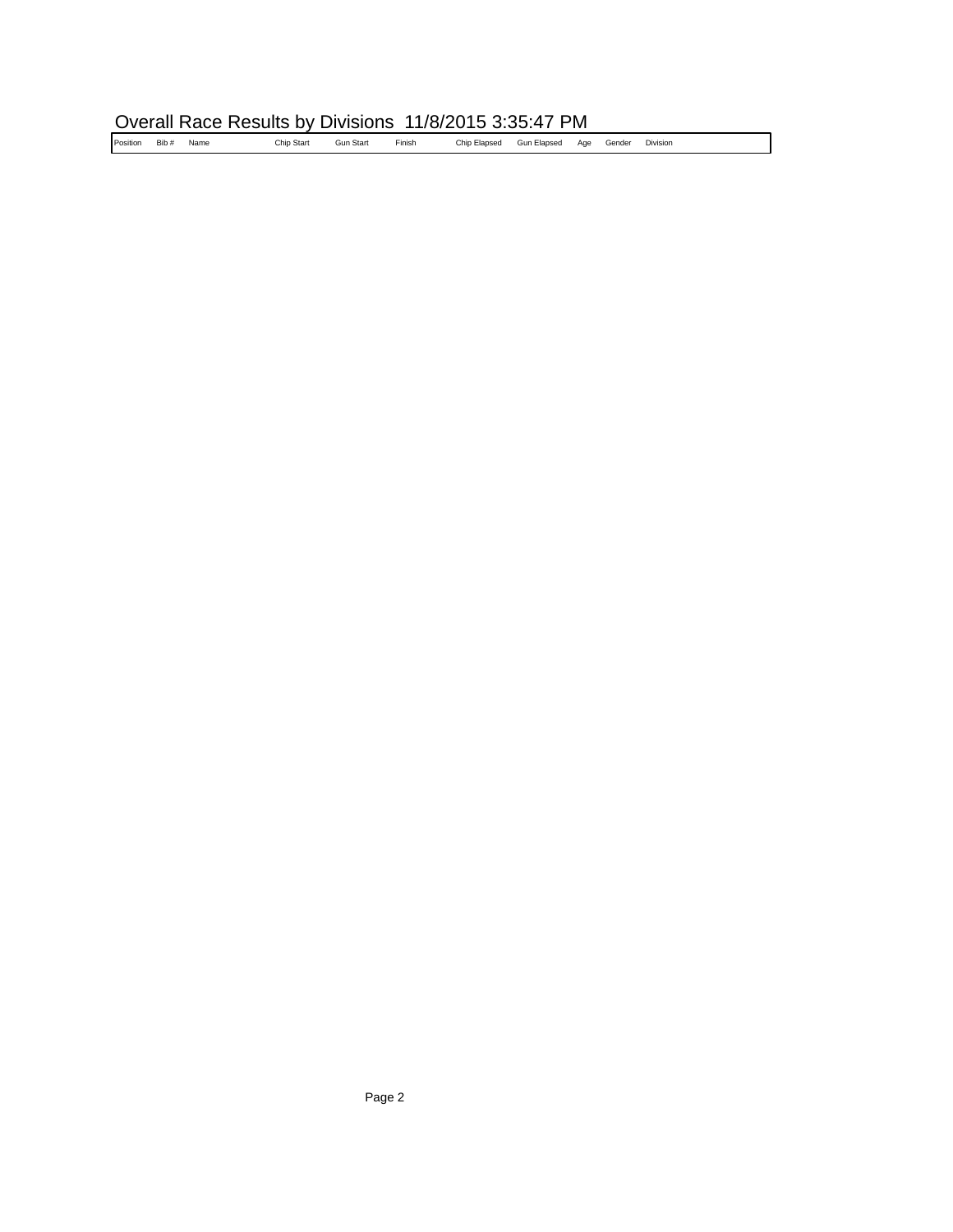# Overall Race Results by Divisions 11/8/2015 3:35:47 PM

| Position | Bib # | Name | Chip Start | Gun Start | Finish | Chip Elapsed | Gun Elapsed | Age | Gender | Division |
|---|---|---|---|---|---|---|---|---|---|---|